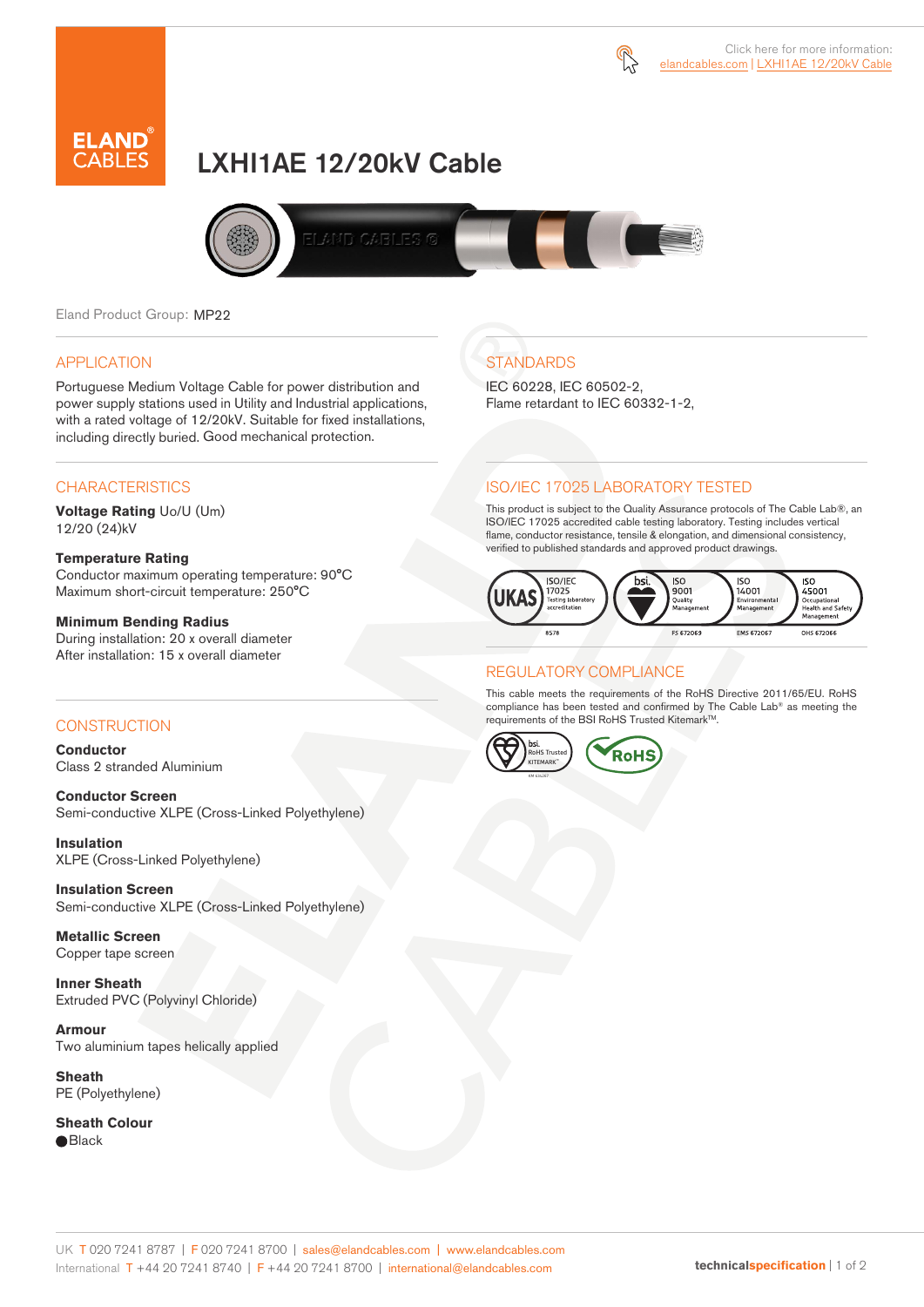Click here for more information:
elandcables.com | LXHI1AE 12/20kV Cable

# LXHI1AE 12/20kV Cable

Eland Product Group: MP22

## APPLICATION

Portuguese Medium Voltage Cable for power distribution and power supply stations used in Utility and Industrial applications, with a rated voltage of 12/20kV. Suitable for fixed installations, including directly buried. Good mechanical protection.

## CHARACTERISTICS

**Voltage Rating** Uo/U (Um)
12/20 (24)kV

**Temperature Rating**
Conductor maximum operating temperature: 90°C
Maximum short-circuit temperature: 250°C

**Minimum Bending Radius**
During installation: 20 x overall diameter
After installation: 15 x overall diameter

## CONSTRUCTION

**Conductor**
Class 2 stranded Aluminium

**Conductor Screen**
Semi-conductive XLPE (Cross-Linked Polyethylene)

**Insulation**
XLPE (Cross-Linked Polyethylene)

**Insulation Screen**
Semi-conductive XLPE (Cross-Linked Polyethylene)

**Metallic Screen**
Copper tape screen

**Inner Sheath**
Extruded PVC (Polyvinyl Chloride)

**Armour**
Two aluminium tapes helically applied

**Sheath**
PE (Polyethylene)

**Sheath Colour**
● Black

## STANDARDS

IEC 60228, IEC 60502-2,
Flame retardant to IEC 60332-1-2,

## ISO/IEC 17025 LABORATORY TESTED

This product is subject to the Quality Assurance protocols of The Cable Lab®, an ISO/IEC 17025 accredited cable testing laboratory. Testing includes vertical flame, conductor resistance, tensile & elongation, and dimensional consistency, verified to published standards and approved product drawings.

UKAS ISO/IEC 17025 Testing laboratory accreditation 8578 | bsi. ISO 9001 Quality Management FS 672069 | ISO 14001 Environmental Management EMS 672067 | ISO 45001 Occupational Health and Safety Management OHS 672066

## REGULATORY COMPLIANCE

This cable meets the requirements of the RoHS Directive 2011/65/EU. RoHS compliance has been tested and confirmed by The Cable Lab® as meeting the requirements of the BSI RoHS Trusted Kitemark™.

bsi. RoHS Trusted KITEMARK™ | RoHS

UK T 020 7241 8787 | F 020 7241 8700 | sales@elandcables.com | www.elandcables.com
International T +44 20 7241 8740 | F +44 20 7241 8700 | international@elandcables.com

technicalspecification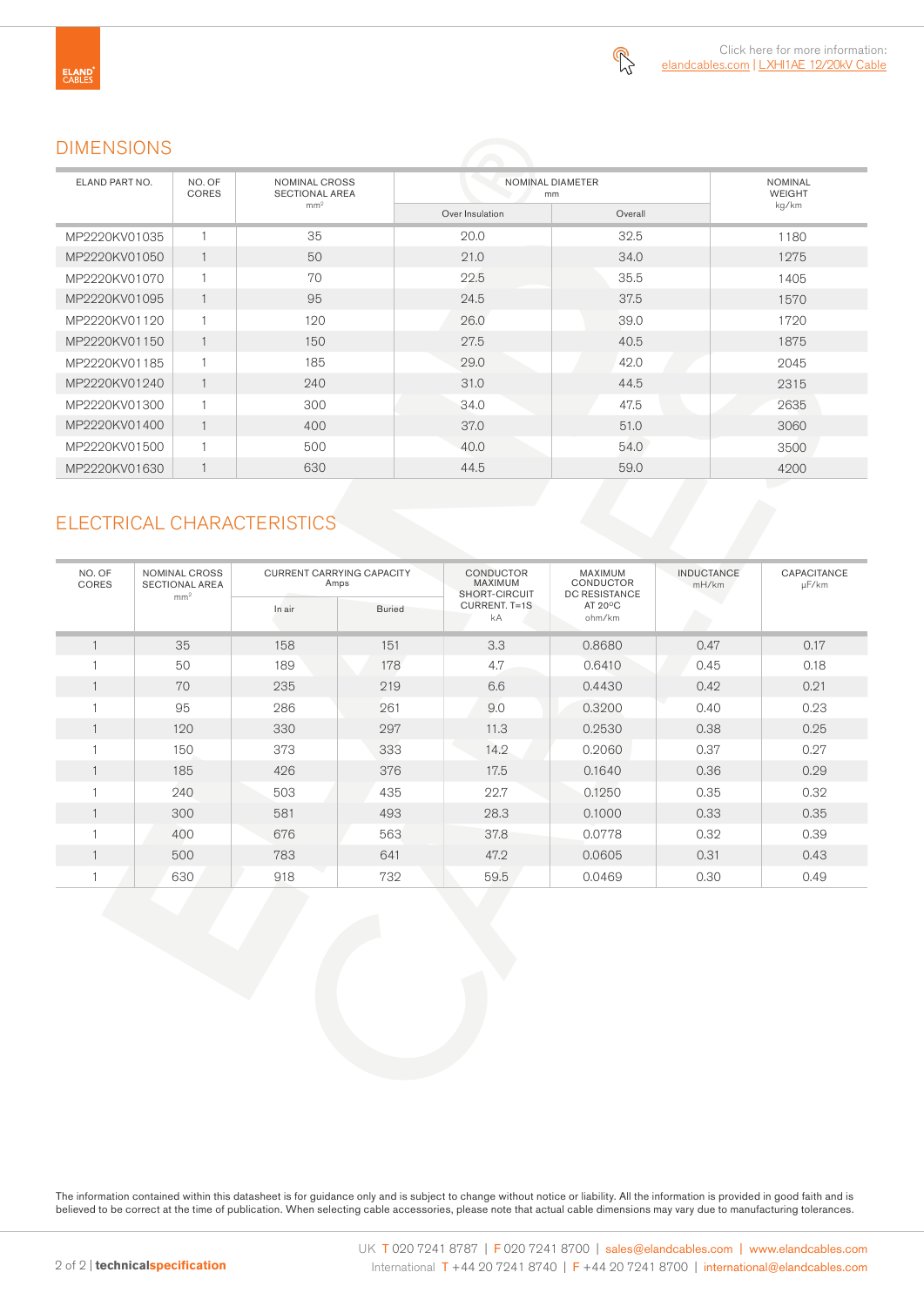Click here for more information: elandcables.com | LXHIAE 12/20kV Cable

## DIMENSIONS

| ELAND PART NO. | NO. OF CORES | NOMINAL CROSS SECTIONAL AREA mm² | NOMINAL DIAMETER mm | | NOMINAL WEIGHT kg/km |
|---|---|---|---|---|---|
| | | | Over Insulation | Overall | |
| MP2220KV01035 | 1 | 35 | 20.0 | 32.5 | 1180 |
| MP2220KV01050 | 1 | 50 | 21.0 | 34.0 | 1275 |
| MP2220KV01070 | 1 | 70 | 22.5 | 35.5 | 1405 |
| MP2220KV01095 | 1 | 95 | 24.5 | 37.5 | 1570 |
| MP2220KV01120 | 1 | 120 | 26.0 | 39.0 | 1720 |
| MP2220KV01150 | 1 | 150 | 27.5 | 40.5 | 1875 |
| MP2220KV01185 | 1 | 185 | 29.0 | 42.0 | 2045 |
| MP2220KV01240 | 1 | 240 | 31.0 | 44.5 | 2315 |
| MP2220KV01300 | 1 | 300 | 34.0 | 47.5 | 2635 |
| MP2220KV01400 | 1 | 400 | 37.0 | 51.0 | 3060 |
| MP2220KV01500 | 1 | 500 | 40.0 | 54.0 | 3500 |
| MP2220KV01630 | 1 | 630 | 44.5 | 59.0 | 4200 |

## ELECTRICAL CHARACTERISTICS

| NO. OF CORES | NOMINAL CROSS SECTIONAL AREA mm² | CURRENT CARRYING CAPACITY Amps | | CONDUCTOR MAXIMUM SHORT-CIRCUIT CURRENT. T=1S kA | MAXIMUM CONDUCTOR DC RESISTANCE AT 20°C ohm/km | INDUCTANCE mH/km | CAPACITANCE µF/km |
|---|---|---|---|---|---|---|---|
| | | In air | Buried | | | | |
| 1 | 35 | 158 | 151 | 3.3 | 0.8680 | 0.47 | 0.17 |
| 1 | 50 | 189 | 178 | 4.7 | 0.6410 | 0.45 | 0.18 |
| 1 | 70 | 235 | 219 | 6.6 | 0.4430 | 0.42 | 0.21 |
| 1 | 95 | 286 | 261 | 9.0 | 0.3200 | 0.40 | 0.23 |
| 1 | 120 | 330 | 297 | 11.3 | 0.2530 | 0.38 | 0.25 |
| 1 | 150 | 373 | 333 | 14.2 | 0.2060 | 0.37 | 0.27 |
| 1 | 185 | 426 | 376 | 17.5 | 0.1640 | 0.36 | 0.29 |
| 1 | 240 | 503 | 435 | 22.7 | 0.1250 | 0.35 | 0.32 |
| 1 | 300 | 581 | 493 | 28.3 | 0.1000 | 0.33 | 0.35 |
| 1 | 400 | 676 | 563 | 37.8 | 0.0778 | 0.32 | 0.39 |
| 1 | 500 | 783 | 641 | 47.2 | 0.0605 | 0.31 | 0.43 |
| 1 | 630 | 918 | 732 | 59.5 | 0.0469 | 0.30 | 0.49 |

The information contained within this datasheet is for guidance only and is subject to change without notice or liability. All the information is provided in good faith and is believed to be correct at the time of publication. When selecting cable accessories, please note that actual cable dimensions may vary due to manufacturing tolerances.

UK T 020 7241 8787 | F 020 7241 8700 | sales@elandcables.com | www.elandcables.com
International T +44 20 7241 8740 | F +44 20 7241 8700 | international@elandcables.com